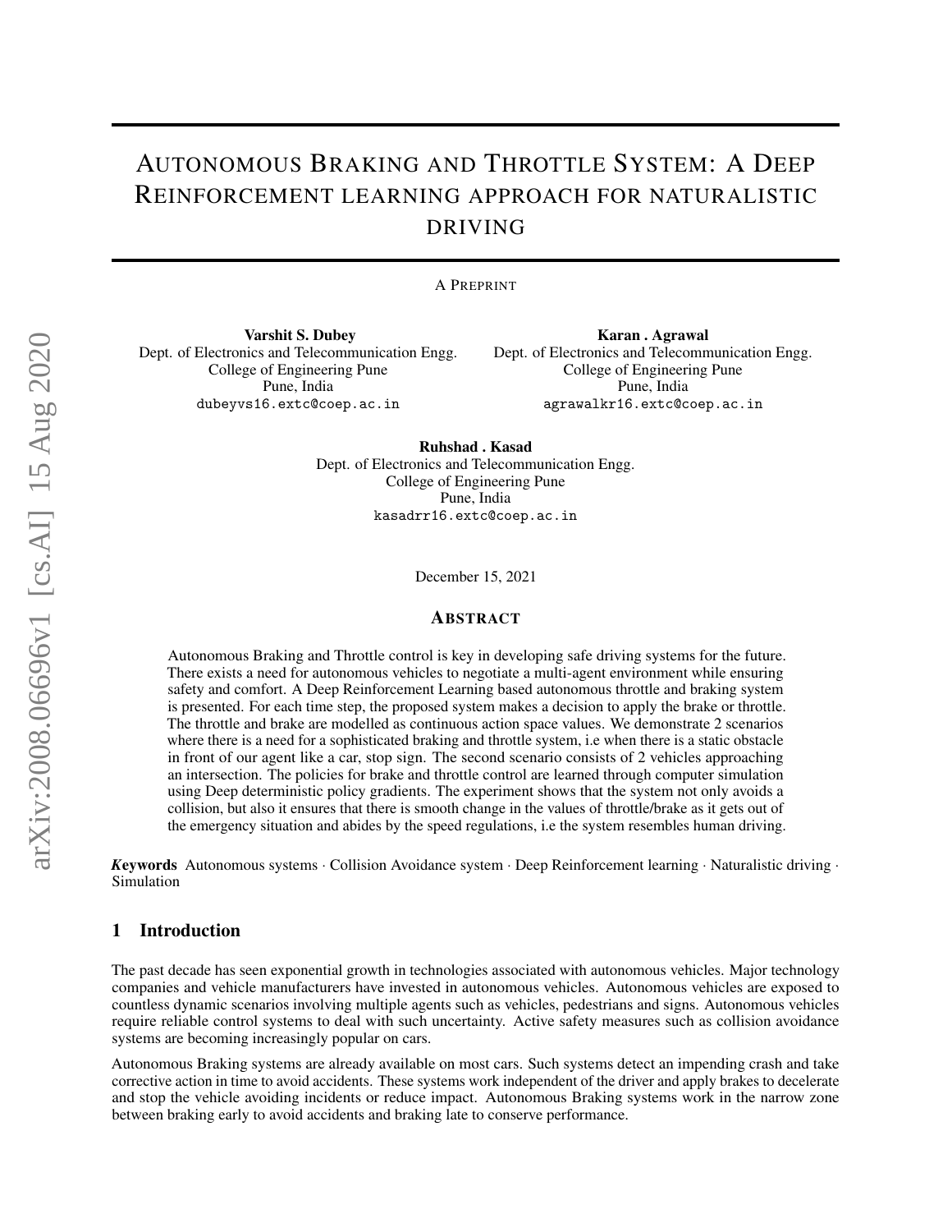# Autonomous Braking and Throttle System: A Deep Reinforcement learning approach for naturalistic driving

A Preprint

**Varshit S. Dubey**
Dept. of Electronics and Telecommunication Engg.
College of Engineering Pune
Pune, India
dubeyvs16.extc@coep.ac.in

**Karan . Agrawal**
Dept. of Electronics and Telecommunication Engg.
College of Engineering Pune
Pune, India
agrawalkr16.extc@coep.ac.in

**Ruhshad . Kasad**
Dept. of Electronics and Telecommunication Engg.
College of Engineering Pune
Pune, India
kasadrr16.extc@coep.ac.in

December 15, 2021

## Abstract

Autonomous Braking and Throttle control is key in developing safe driving systems for the future. There exists a need for autonomous vehicles to negotiate a multi-agent environment while ensuring safety and comfort. A Deep Reinforcement Learning based autonomous throttle and braking system is presented. For each time step, the proposed system makes a decision to apply the brake or throttle. The throttle and brake are modelled as continuous action space values. We demonstrate 2 scenarios where there is a need for a sophisticated braking and throttle system, i.e when there is a static obstacle in front of our agent like a car, stop sign. The second scenario consists of 2 vehicles approaching an intersection. The policies for brake and throttle control are learned through computer simulation using Deep deterministic policy gradients. The experiment shows that the system not only avoids a collision, but also it ensures that there is smooth change in the values of throttle/brake as it gets out of the emergency situation and abides by the speed regulations, i.e the system resembles human driving.

***Keywords*** Autonomous systems · Collision Avoidance system · Deep Reinforcement learning · Naturalistic driving · Simulation

## 1 Introduction

The past decade has seen exponential growth in technologies associated with autonomous vehicles. Major technology companies and vehicle manufacturers have invested in autonomous vehicles. Autonomous vehicles are exposed to countless dynamic scenarios involving multiple agents such as vehicles, pedestrians and signs. Autonomous vehicles require reliable control systems to deal with such uncertainty. Active safety measures such as collision avoidance systems are becoming increasingly popular on cars.

Autonomous Braking systems are already available on most cars. Such systems detect an impending crash and take corrective action in time to avoid accidents. These systems work independent of the driver and apply brakes to decelerate and stop the vehicle avoiding incidents or reduce impact. Autonomous Braking systems work in the narrow zone between braking early to avoid accidents and braking late to conserve performance.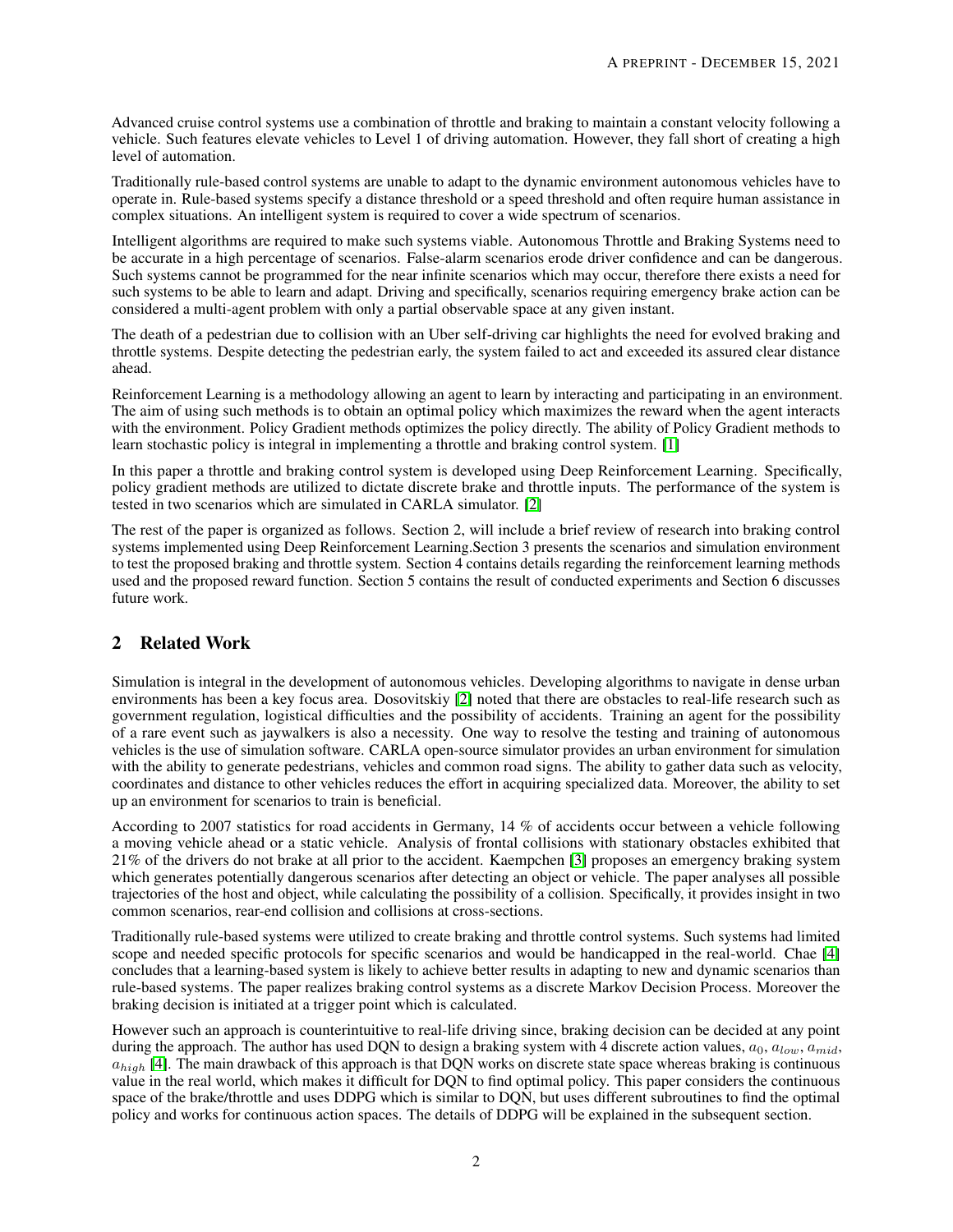Advanced cruise control systems use a combination of throttle and braking to maintain a constant velocity following a vehicle. Such features elevate vehicles to Level 1 of driving automation. However, they fall short of creating a high level of automation.

Traditionally rule-based control systems are unable to adapt to the dynamic environment autonomous vehicles have to operate in. Rule-based systems specify a distance threshold or a speed threshold and often require human assistance in complex situations. An intelligent system is required to cover a wide spectrum of scenarios.

Intelligent algorithms are required to make such systems viable. Autonomous Throttle and Braking Systems need to be accurate in a high percentage of scenarios. False-alarm scenarios erode driver confidence and can be dangerous. Such systems cannot be programmed for the near infinite scenarios which may occur, therefore there exists a need for such systems to be able to learn and adapt. Driving and specifically, scenarios requiring emergency brake action can be considered a multi-agent problem with only a partial observable space at any given instant.

The death of a pedestrian due to collision with an Uber self-driving car highlights the need for evolved braking and throttle systems. Despite detecting the pedestrian early, the system failed to act and exceeded its assured clear distance ahead.

Reinforcement Learning is a methodology allowing an agent to learn by interacting and participating in an environment. The aim of using such methods is to obtain an optimal policy which maximizes the reward when the agent interacts with the environment. Policy Gradient methods optimizes the policy directly. The ability of Policy Gradient methods to learn stochastic policy is integral in implementing a throttle and braking control system. [1]

In this paper a throttle and braking control system is developed using Deep Reinforcement Learning. Specifically, policy gradient methods are utilized to dictate discrete brake and throttle inputs. The performance of the system is tested in two scenarios which are simulated in CARLA simulator. [2]

The rest of the paper is organized as follows. Section 2, will include a brief review of research into braking control systems implemented using Deep Reinforcement Learning.Section 3 presents the scenarios and simulation environment to test the proposed braking and throttle system. Section 4 contains details regarding the reinforcement learning methods used and the proposed reward function. Section 5 contains the result of conducted experiments and Section 6 discusses future work.

## 2 Related Work

Simulation is integral in the development of autonomous vehicles. Developing algorithms to navigate in dense urban environments has been a key focus area. Dosovitskiy [2] noted that there are obstacles to real-life research such as government regulation, logistical difficulties and the possibility of accidents. Training an agent for the possibility of a rare event such as jaywalkers is also a necessity. One way to resolve the testing and training of autonomous vehicles is the use of simulation software. CARLA open-source simulator provides an urban environment for simulation with the ability to generate pedestrians, vehicles and common road signs. The ability to gather data such as velocity, coordinates and distance to other vehicles reduces the effort in acquiring specialized data. Moreover, the ability to set up an environment for scenarios to train is beneficial.

According to 2007 statistics for road accidents in Germany, 14 % of accidents occur between a vehicle following a moving vehicle ahead or a static vehicle. Analysis of frontal collisions with stationary obstacles exhibited that 21% of the drivers do not brake at all prior to the accident. Kaempchen [3] proposes an emergency braking system which generates potentially dangerous scenarios after detecting an object or vehicle. The paper analyses all possible trajectories of the host and object, while calculating the possibility of a collision. Specifically, it provides insight in two common scenarios, rear-end collision and collisions at cross-sections.

Traditionally rule-based systems were utilized to create braking and throttle control systems. Such systems had limited scope and needed specific protocols for specific scenarios and would be handicapped in the real-world. Chae [4] concludes that a learning-based system is likely to achieve better results in adapting to new and dynamic scenarios than rule-based systems. The paper realizes braking control systems as a discrete Markov Decision Process. Moreover the braking decision is initiated at a trigger point which is calculated.

However such an approach is counterintuitive to real-life driving since, braking decision can be decided at any point during the approach. The author has used DQN to design a braking system with 4 discrete action values, $a_0$, $a_{low}$, $a_{mid}$, $a_{high}$ [4]. The main drawback of this approach is that DQN works on discrete state space whereas braking is continuous value in the real world, which makes it difficult for DQN to find optimal policy. This paper considers the continuous space of the brake/throttle and uses DDPG which is similar to DQN, but uses different subroutines to find the optimal policy and works for continuous action spaces. The details of DDPG will be explained in the subsequent section.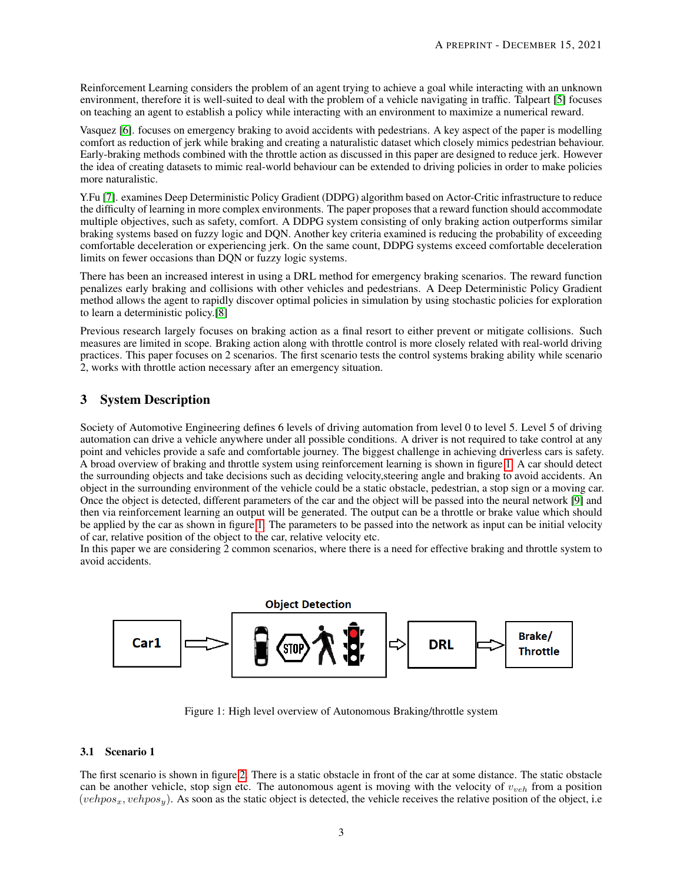Reinforcement Learning considers the problem of an agent trying to achieve a goal while interacting with an unknown environment, therefore it is well-suited to deal with the problem of a vehicle navigating in traffic. Talpeart [5] focuses on teaching an agent to establish a policy while interacting with an environment to maximize a numerical reward.

Vasquez [6]. focuses on emergency braking to avoid accidents with pedestrians. A key aspect of the paper is modelling comfort as reduction of jerk while braking and creating a naturalistic dataset which closely mimics pedestrian behaviour. Early-braking methods combined with the throttle action as discussed in this paper are designed to reduce jerk. However the idea of creating datasets to mimic real-world behaviour can be extended to driving policies in order to make policies more naturalistic.

Y.Fu [7]. examines Deep Deterministic Policy Gradient (DDPG) algorithm based on Actor-Critic infrastructure to reduce the difficulty of learning in more complex environments. The paper proposes that a reward function should accommodate multiple objectives, such as safety, comfort. A DDPG system consisting of only braking action outperforms similar braking systems based on fuzzy logic and DQN. Another key criteria examined is reducing the probability of exceeding comfortable deceleration or experiencing jerk. On the same count, DDPG systems exceed comfortable deceleration limits on fewer occasions than DQN or fuzzy logic systems.

There has been an increased interest in using a DRL method for emergency braking scenarios. The reward function penalizes early braking and collisions with other vehicles and pedestrians. A Deep Deterministic Policy Gradient method allows the agent to rapidly discover optimal policies in simulation by using stochastic policies for exploration to learn a deterministic policy.[8]

Previous research largely focuses on braking action as a final resort to either prevent or mitigate collisions. Such measures are limited in scope. Braking action along with throttle control is more closely related with real-world driving practices. This paper focuses on 2 scenarios. The first scenario tests the control systems braking ability while scenario 2, works with throttle action necessary after an emergency situation.

## 3 System Description

Society of Automotive Engineering defines 6 levels of driving automation from level 0 to level 5. Level 5 of driving automation can drive a vehicle anywhere under all possible conditions. A driver is not required to take control at any point and vehicles provide a safe and comfortable journey. The biggest challenge in achieving driverless cars is safety. A broad overview of braking and throttle system using reinforcement learning is shown in figure 1. A car should detect the surrounding objects and take decisions such as deciding velocity,steering angle and braking to avoid accidents. An object in the surrounding environment of the vehicle could be a static obstacle, pedestrian, a stop sign or a moving car. Once the object is detected, different parameters of the car and the object will be passed into the neural network [9] and then via reinforcement learning an output will be generated. The output can be a throttle or brake value which should be applied by the car as shown in figure 1. The parameters to be passed into the network as input can be initial velocity of car, relative position of the object to the car, relative velocity etc.
In this paper we are considering 2 common scenarios, where there is a need for effective braking and throttle system to avoid accidents.

Car1 → Object Detection → DRL → Brake/ Throttle

Figure 1: High level overview of Autonomous Braking/throttle system

### 3.1 Scenario 1

The first scenario is shown in figure 2. There is a static obstacle in front of the car at some distance. The static obstacle can be another vehicle, stop sign etc. The autonomous agent is moving with the velocity of $v_{veh}$ from a position $(vehpos_x, vehpos_y)$. As soon as the static object is detected, the vehicle receives the relative position of the object, i.e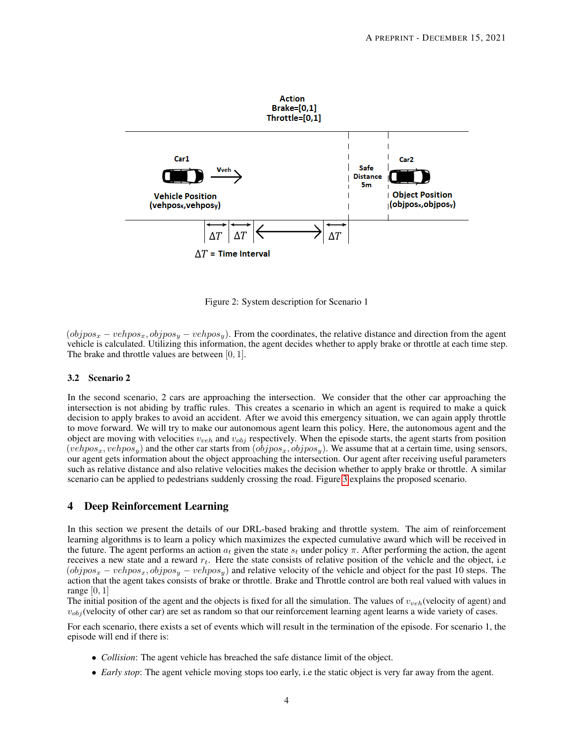Figure 2: System description for Scenario 1

$(objpos_x - vehpos_x, objpos_y - vehpos_y)$. From the coordinates, the relative distance and direction from the agent vehicle is calculated. Utilizing this information, the agent decides whether to apply brake or throttle at each time step. The brake and throttle values are between $[0, 1]$.

### 3.2 Scenario 2

In the second scenario, 2 cars are approaching the intersection. We consider that the other car approaching the intersection is not abiding by traffic rules. This creates a scenario in which an agent is required to make a quick decision to apply brakes to avoid an accident. After we avoid this emergency situation, we can again apply throttle to move forward. We will try to make our autonomous agent learn this policy. Here, the autonomous agent and the object are moving with velocities $v_{veh}$ and $v_{obj}$ respectively. When the episode starts, the agent starts from position $(vehpos_x, vehpos_y)$ and the other car starts from $(objpos_x, objpos_y)$. We assume that at a certain time, using sensors, our agent gets information about the object approaching the intersection. Our agent after receiving useful parameters such as relative distance and also relative velocities makes the decision whether to apply brake or throttle. A similar scenario can be applied to pedestrians suddenly crossing the road. Figure 3 explains the proposed scenario.

## 4 Deep Reinforcement Learning

In this section we present the details of our DRL-based braking and throttle system. The aim of reinforcement learning algorithms is to learn a policy which maximizes the expected cumulative award which will be received in the future. The agent performs an action $a_t$ given the state $s_t$ under policy $\pi$. After performing the action, the agent receives a new state and a reward $r_t$. Here the state consists of relative position of the vehicle and the object, i.e $(objpos_x - vehpos_x, objpos_y - vehpos_y)$ and relative velocity of the vehicle and object for the past 10 steps. The action that the agent takes consists of brake or throttle. Brake and Throttle control are both real valued with values in range $[0, 1]$
The initial position of the agent and the objects is fixed for all the simulation. The values of $v_{veh}$(velocity of agent) and $v_{obj}$(velocity of other car) are set as random so that our reinforcement learning agent learns a wide variety of cases.

For each scenario, there exists a set of events which will result in the termination of the episode. For scenario 1, the episode will end if there is:

- *Collision*: The agent vehicle has breached the safe distance limit of the object.
- *Early stop*: The agent vehicle moving stops too early, i.e the static object is very far away from the agent.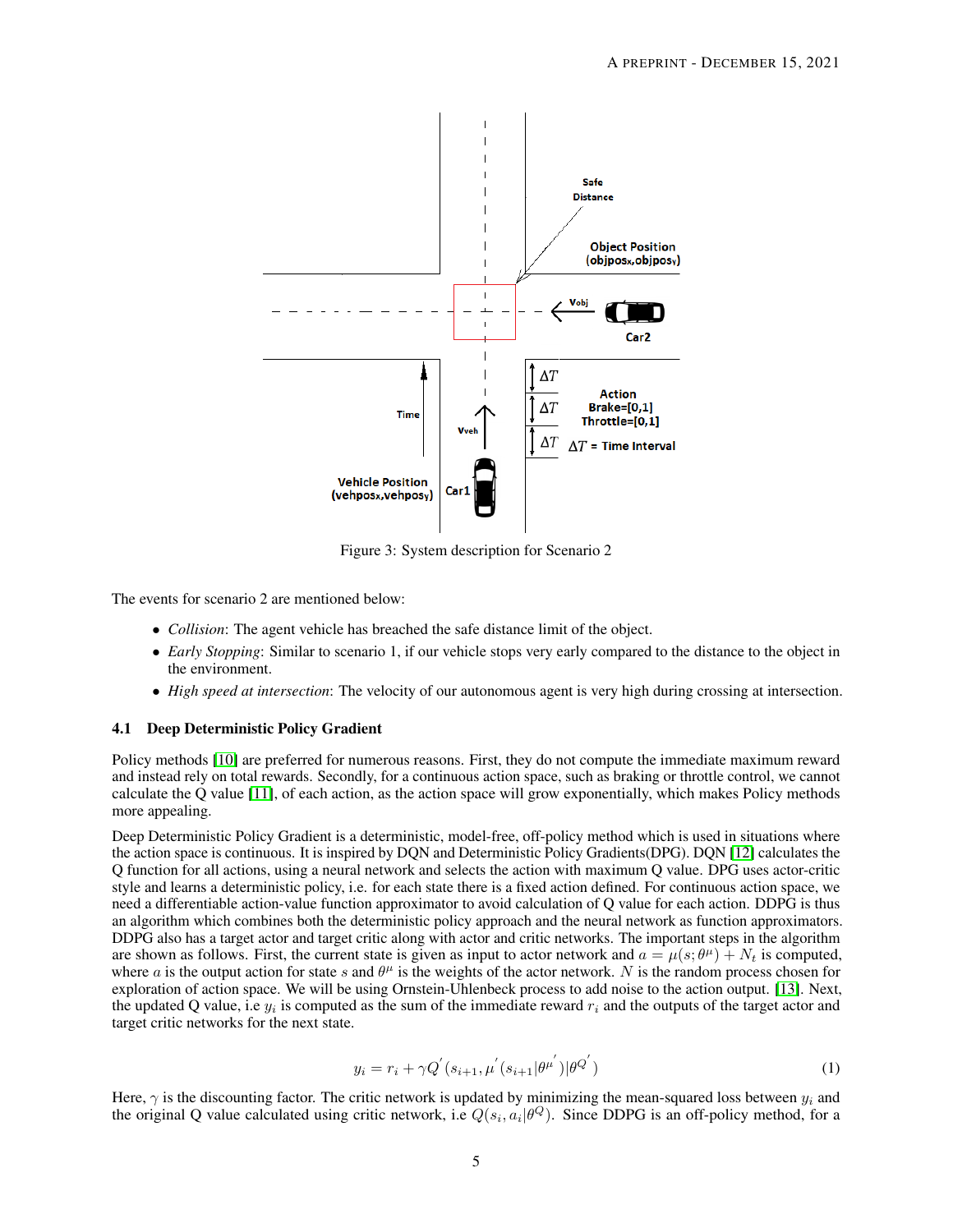Figure 3: System description for Scenario 2

The events for scenario 2 are mentioned below:

- *Collision*: The agent vehicle has breached the safe distance limit of the object.
- *Early Stopping*: Similar to scenario 1, if our vehicle stops very early compared to the distance to the object in the environment.
- *High speed at intersection*: The velocity of our autonomous agent is very high during crossing at intersection.

### 4.1 Deep Deterministic Policy Gradient

Policy methods [10] are preferred for numerous reasons. First, they do not compute the immediate maximum reward and instead rely on total rewards. Secondly, for a continuous action space, such as braking or throttle control, we cannot calculate the Q value [11], of each action, as the action space will grow exponentially, which makes Policy methods more appealing.

Deep Deterministic Policy Gradient is a deterministic, model-free, off-policy method which is used in situations where the action space is continuous. It is inspired by DQN and Deterministic Policy Gradients(DPG). DQN [12] calculates the Q function for all actions, using a neural network and selects the action with maximum Q value. DPG uses actor-critic style and learns a deterministic policy, i.e. for each state there is a fixed action defined. For continuous action space, we need a differentiable action-value function approximator to avoid calculation of Q value for each action. DDPG is thus an algorithm which combines both the deterministic policy approach and the neural network as function approximators. DDPG also has a target actor and target critic along with actor and critic networks. The important steps in the algorithm are shown as follows. First, the current state is given as input to actor network and $a = \mu(s;\theta^{\mu}) + N_t$ is computed, where $a$ is the output action for state $s$ and $\theta^{\mu}$ is the weights of the actor network. $N$ is the random process chosen for exploration of action space. We will be using Ornstein-Uhlenbeck process to add noise to the action output. [13]. Next, the updated Q value, i.e $y_i$ is computed as the sum of the immediate reward $r_i$ and the outputs of the target actor and target critic networks for the next state.

$$y_i = r_i + \gamma Q^{'}(s_{i+1}, \mu^{'}(s_{i+1}|\theta^{\mu^{'}})|\theta^{Q^{'}}) \tag{1}$$

Here, $\gamma$ is the discounting factor. The critic network is updated by minimizing the mean-squared loss between $y_i$ and the original Q value calculated using critic network, i.e $Q(s_i, a_i|\theta^{Q})$. Since DDPG is an off-policy method, for a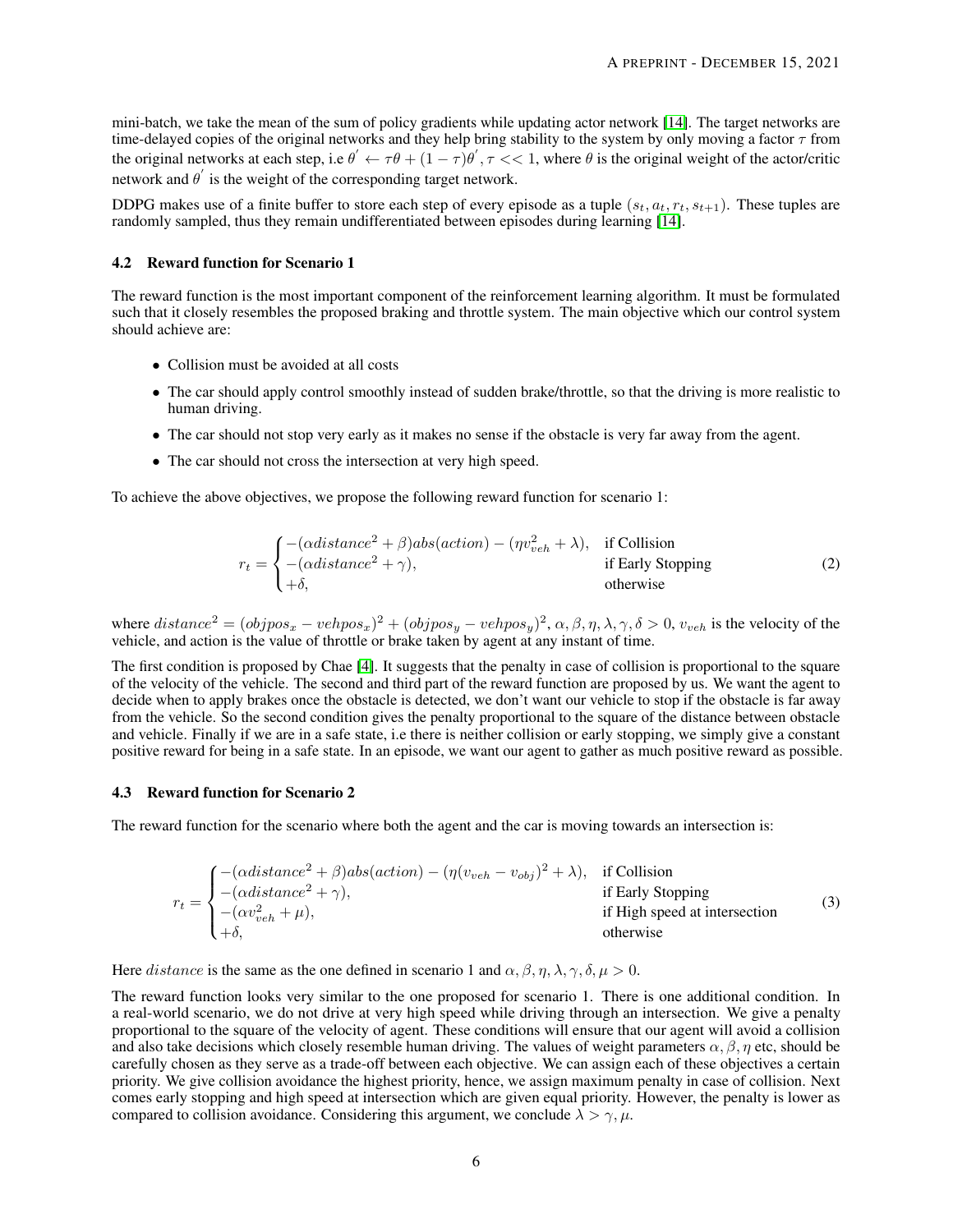mini-batch, we take the mean of the sum of policy gradients while updating actor network [14]. The target networks are time-delayed copies of the original networks and they help bring stability to the system by only moving a factor $\tau$ from the original networks at each step, i.e $\theta^{'} \leftarrow \tau\theta + (1-\tau)\theta^{'}, \tau << 1$, where $\theta$ is the original weight of the actor/critic network and $\theta^{'}$ is the weight of the corresponding target network.

DDPG makes use of a finite buffer to store each step of every episode as a tuple $(s_t, a_t, r_t, s_{t+1})$. These tuples are randomly sampled, thus they remain undifferentiated between episodes during learning [14].

### 4.2 Reward function for Scenario 1

The reward function is the most important component of the reinforcement learning algorithm. It must be formulated such that it closely resembles the proposed braking and throttle system. The main objective which our control system should achieve are:

- Collision must be avoided at all costs
- The car should apply control smoothly instead of sudden brake/throttle, so that the driving is more realistic to human driving.
- The car should not stop very early as it makes no sense if the obstacle is very far away from the agent.
- The car should not cross the intersection at very high speed.

To achieve the above objectives, we propose the following reward function for scenario 1:

$$r_t = \begin{cases} -(\alpha distance^2 + \beta)abs(action) - (\eta v_{veh}^2 + \lambda), & \text{if Collision} \\ -(\alpha distance^2 + \gamma), & \text{if Early Stopping} \\ +\delta, & \text{otherwise} \end{cases} \tag{2}$$

where $distance^2 = (objpos_x - vehpos_x)^2 + (objpos_y - vehpos_y)^2$, $\alpha, \beta, \eta, \lambda, \gamma, \delta > 0$, $v_{veh}$ is the velocity of the vehicle, and action is the value of throttle or brake taken by agent at any instant of time.

The first condition is proposed by Chae [4]. It suggests that the penalty in case of collision is proportional to the square of the velocity of the vehicle. The second and third part of the reward function are proposed by us. We want the agent to decide when to apply brakes once the obstacle is detected, we don't want our vehicle to stop if the obstacle is far away from the vehicle. So the second condition gives the penalty proportional to the square of the distance between obstacle and vehicle. Finally if we are in a safe state, i.e there is neither collision or early stopping, we simply give a constant positive reward for being in a safe state. In an episode, we want our agent to gather as much positive reward as possible.

### 4.3 Reward function for Scenario 2

The reward function for the scenario where both the agent and the car is moving towards an intersection is:

$$r_t = \begin{cases} -(\alpha distance^2 + \beta)abs(action) - (\eta(v_{veh} - v_{obj})^2 + \lambda), & \text{if Collision} \\ -(\alpha distance^2 + \gamma), & \text{if Early Stopping} \\ -(\alpha v_{veh}^2 + \mu), & \text{if High speed at intersection} \\ +\delta, & \text{otherwise} \end{cases} \tag{3}$$

Here $distance$ is the same as the one defined in scenario 1 and $\alpha, \beta, \eta, \lambda, \gamma, \delta, \mu > 0$.

The reward function looks very similar to the one proposed for scenario 1. There is one additional condition. In a real-world scenario, we do not drive at very high speed while driving through an intersection. We give a penalty proportional to the square of the velocity of agent. These conditions will ensure that our agent will avoid a collision and also take decisions which closely resemble human driving. The values of weight parameters $\alpha, \beta, \eta$ etc, should be carefully chosen as they serve as a trade-off between each objective. We can assign each of these objectives a certain priority. We give collision avoidance the highest priority, hence, we assign maximum penalty in case of collision. Next comes early stopping and high speed at intersection which are given equal priority. However, the penalty is lower as compared to collision avoidance. Considering this argument, we conclude $\lambda > \gamma, \mu$.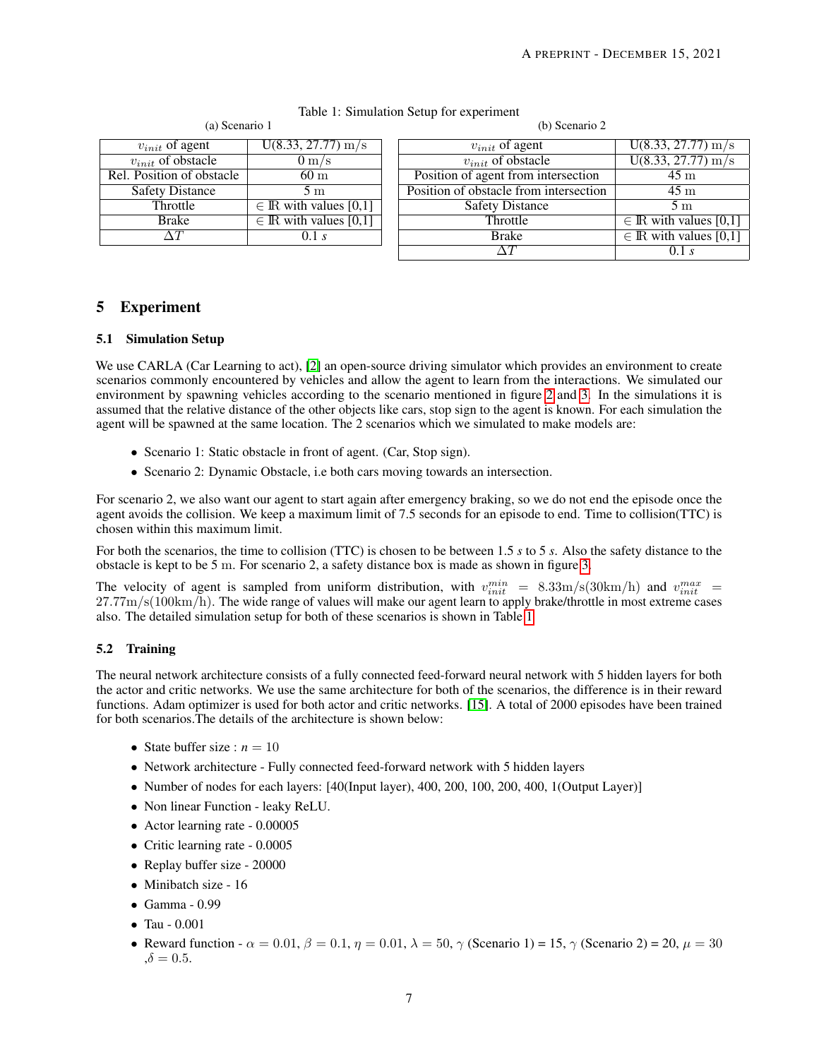Table 1: Simulation Setup for experiment

(a) Scenario 1

| | |
|---|---|
| $v_{init}$ of agent | U(8.33, 27.77) $\mathrm{m/s}$ |
| $v_{init}$ of obstacle | $0\,\mathrm{m/s}$ |
| Rel. Position of obstacle | $60\,\mathrm{m}$ |
| Safety Distance | $5\,\mathrm{m}$ |
| Throttle | $\in \mathbb{R}$ with values [0,1] |
| Brake | $\in \mathbb{R}$ with values [0,1] |
| $\Delta T$ | 0.1 $s$ |

(b) Scenario 2

| | |
|---|---|
| $v_{init}$ of agent | U(8.33, 27.77) $\mathrm{m/s}$ |
| $v_{init}$ of obstacle | U(8.33, 27.77) $\mathrm{m/s}$ |
| Position of agent from intersection | $45\,\mathrm{m}$ |
| Position of obstacle from intersection | $45\,\mathrm{m}$ |
| Safety Distance | $5\,\mathrm{m}$ |
| Throttle | $\in \mathbb{R}$ with values [0,1] |
| Brake | $\in \mathbb{R}$ with values [0,1] |
| $\Delta T$ | 0.1 $s$ |

## 5 Experiment

### 5.1 Simulation Setup

We use CARLA (Car Learning to act), [2] an open-source driving simulator which provides an environment to create scenarios commonly encountered by vehicles and allow the agent to learn from the interactions. We simulated our environment by spawning vehicles according to the scenario mentioned in figure 2 and 3. In the simulations it is assumed that the relative distance of the other objects like cars, stop sign to the agent is known. For each simulation the agent will be spawned at the same location. The 2 scenarios which we simulated to make models are:

- Scenario 1: Static obstacle in front of agent. (Car, Stop sign).
- Scenario 2: Dynamic Obstacle, i.e both cars moving towards an intersection.

For scenario 2, we also want our agent to start again after emergency braking, so we do not end the episode once the agent avoids the collision. We keep a maximum limit of 7.5 seconds for an episode to end. Time to collision(TTC) is chosen within this maximum limit.

For both the scenarios, the time to collision (TTC) is chosen to be between 1.5 $s$ to 5 $s$. Also the safety distance to the obstacle is kept to be 5 $\mathrm{m}$. For scenario 2, a safety distance box is made as shown in figure 3.

The velocity of agent is sampled from uniform distribution, with $v_{init}^{min} = 8.33\mathrm{m/s}(30\mathrm{km/h})$ and $v_{init}^{max} = 27.77\mathrm{m/s}(100\mathrm{km/h})$. The wide range of values will make our agent learn to apply brake/throttle in most extreme cases also. The detailed simulation setup for both of these scenarios is shown in Table 1.

### 5.2 Training

The neural network architecture consists of a fully connected feed-forward neural network with 5 hidden layers for both the actor and critic networks. We use the same architecture for both of the scenarios, the difference is in their reward functions. Adam optimizer is used for both actor and critic networks. [15]. A total of 2000 episodes have been trained for both scenarios.The details of the architecture is shown below:

- State buffer size : $n = 10$
- Network architecture - Fully connected feed-forward network with 5 hidden layers
- Number of nodes for each layers: [40(Input layer), 400, 200, 100, 200, 400, 1(Output Layer)]
- Non linear Function - leaky ReLU.
- Actor learning rate - 0.00005
- Critic learning rate - 0.0005
- Replay buffer size - 20000
- Minibatch size - 16
- Gamma - 0.99
- Tau - 0.001
- Reward function - $\alpha = 0.01$, $\beta = 0.1$, $\eta = 0.01$, $\lambda = 50$, $\gamma$ (Scenario 1) = 15, $\gamma$ (Scenario 2) = 20, $\mu = 30$ ,$\delta = 0.5$.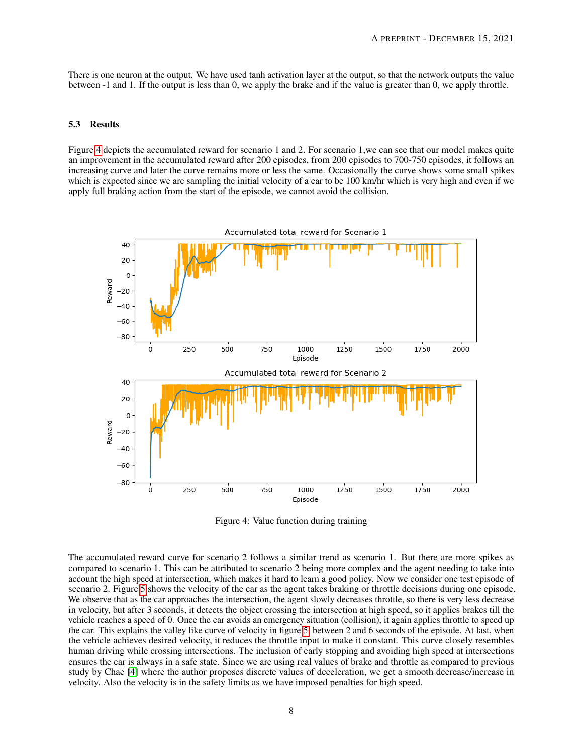There is one neuron at the output. We have used tanh activation layer at the output, so that the network outputs the value between -1 and 1. If the output is less than 0, we apply the brake and if the value is greater than 0, we apply throttle.

### 5.3 Results

Figure 4 depicts the accumulated reward for scenario 1 and 2. For scenario 1,we can see that our model makes quite an improvement in the accumulated reward after 200 episodes, from 200 episodes to 700-750 episodes, it follows an increasing curve and later the curve remains more or less the same. Occasionally the curve shows some small spikes which is expected since we are sampling the initial velocity of a car to be 100 km/hr which is very high and even if we apply full braking action from the start of the episode, we cannot avoid the collision.

Figure 4: Value function during training

The accumulated reward curve for scenario 2 follows a similar trend as scenario 1. But there are more spikes as compared to scenario 1. This can be attributed to scenario 2 being more complex and the agent needing to take into account the high speed at intersection, which makes it hard to learn a good policy. Now we consider one test episode of scenario 2. Figure 5 shows the velocity of the car as the agent takes braking or throttle decisions during one episode. We observe that as the car approaches the intersection, the agent slowly decreases throttle, so there is very less decrease in velocity, but after 3 seconds, it detects the object crossing the intersection at high speed, so it applies brakes till the vehicle reaches a speed of 0. Once the car avoids an emergency situation (collision), it again applies throttle to speed up the car. This explains the valley like curve of velocity in figure 5 between 2 and 6 seconds of the episode. At last, when the vehicle achieves desired velocity, it reduces the throttle input to make it constant. This curve closely resembles human driving while crossing intersections. The inclusion of early stopping and avoiding high speed at intersections ensures the car is always in a safe state. Since we are using real values of brake and throttle as compared to previous study by Chae [4] where the author proposes discrete values of deceleration, we get a smooth decrease/increase in velocity. Also the velocity is in the safety limits as we have imposed penalties for high speed.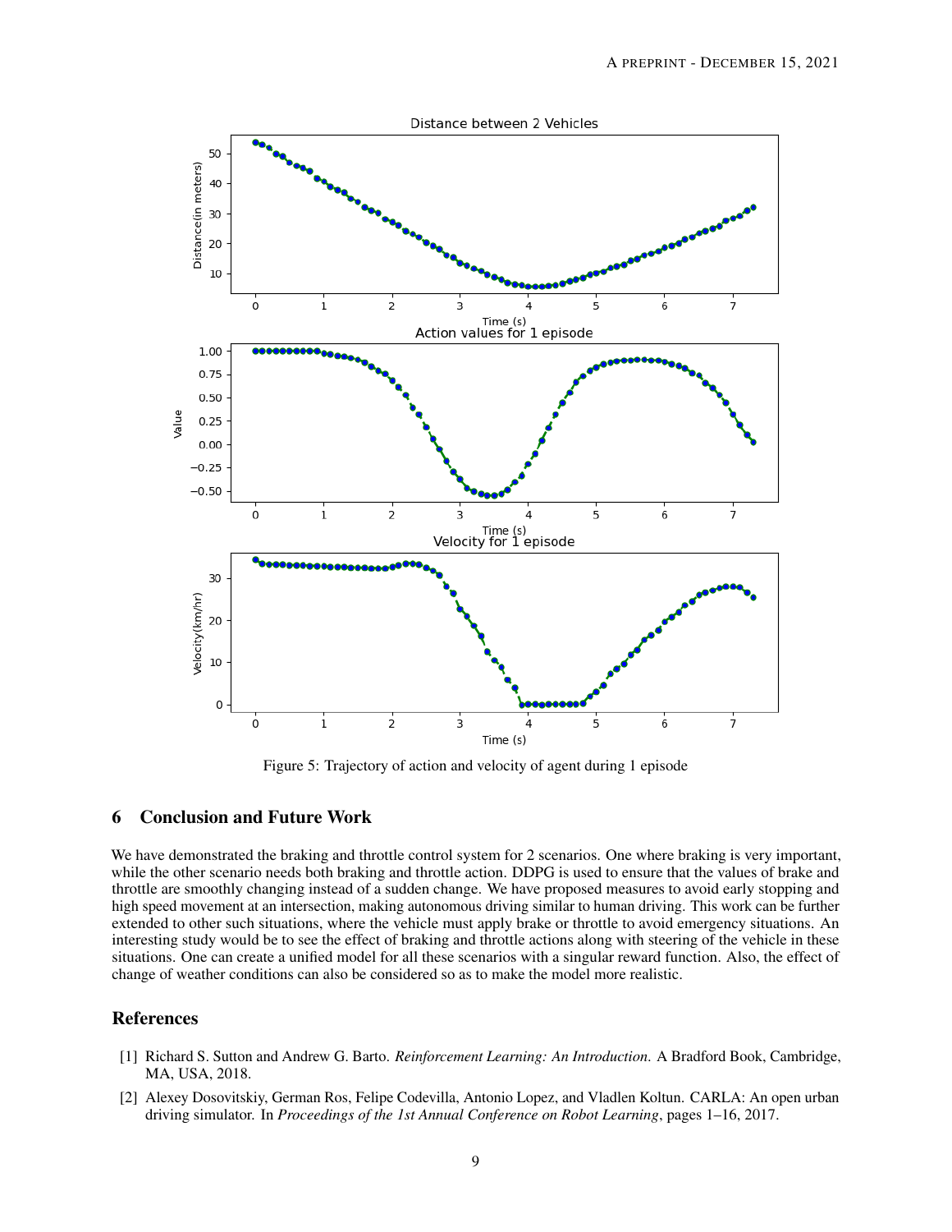Figure 5: Trajectory of action and velocity of agent during 1 episode

## 6 Conclusion and Future Work

We have demonstrated the braking and throttle control system for 2 scenarios. One where braking is very important, while the other scenario needs both braking and throttle action. DDPG is used to ensure that the values of brake and throttle are smoothly changing instead of a sudden change. We have proposed measures to avoid early stopping and high speed movement at an intersection, making autonomous driving similar to human driving. This work can be further extended to other such situations, where the vehicle must apply brake or throttle to avoid emergency situations. An interesting study would be to see the effect of braking and throttle actions along with steering of the vehicle in these situations. One can create a unified model for all these scenarios with a singular reward function. Also, the effect of change of weather conditions can also be considered so as to make the model more realistic.

## References

[1] Richard S. Sutton and Andrew G. Barto. *Reinforcement Learning: An Introduction.* A Bradford Book, Cambridge, MA, USA, 2018.

[2] Alexey Dosovitskiy, German Ros, Felipe Codevilla, Antonio Lopez, and Vladlen Koltun. CARLA: An open urban driving simulator. In *Proceedings of the 1st Annual Conference on Robot Learning*, pages 1–16, 2017.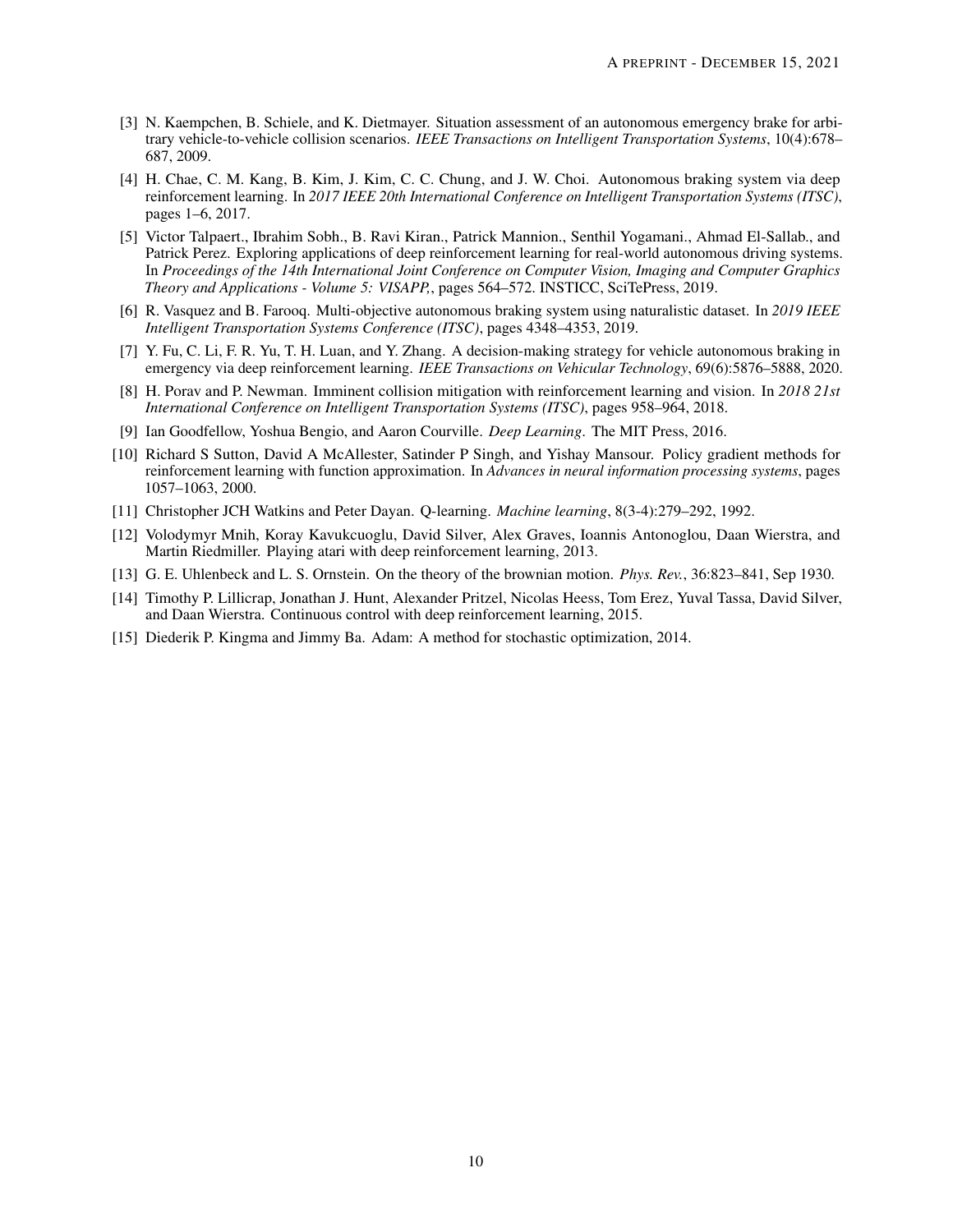[3] N. Kaempchen, B. Schiele, and K. Dietmayer. Situation assessment of an autonomous emergency brake for arbitrary vehicle-to-vehicle collision scenarios. *IEEE Transactions on Intelligent Transportation Systems*, 10(4):678–687, 2009.

[4] H. Chae, C. M. Kang, B. Kim, J. Kim, C. C. Chung, and J. W. Choi. Autonomous braking system via deep reinforcement learning. In *2017 IEEE 20th International Conference on Intelligent Transportation Systems (ITSC)*, pages 1–6, 2017.

[5] Victor Talpaert., Ibrahim Sobh., B. Ravi Kiran., Patrick Mannion., Senthil Yogamani., Ahmad El-Sallab., and Patrick Perez. Exploring applications of deep reinforcement learning for real-world autonomous driving systems. In *Proceedings of the 14th International Joint Conference on Computer Vision, Imaging and Computer Graphics Theory and Applications - Volume 5: VISAPP,*, pages 564–572. INSTICC, SciTePress, 2019.

[6] R. Vasquez and B. Farooq. Multi-objective autonomous braking system using naturalistic dataset. In *2019 IEEE Intelligent Transportation Systems Conference (ITSC)*, pages 4348–4353, 2019.

[7] Y. Fu, C. Li, F. R. Yu, T. H. Luan, and Y. Zhang. A decision-making strategy for vehicle autonomous braking in emergency via deep reinforcement learning. *IEEE Transactions on Vehicular Technology*, 69(6):5876–5888, 2020.

[8] H. Porav and P. Newman. Imminent collision mitigation with reinforcement learning and vision. In *2018 21st International Conference on Intelligent Transportation Systems (ITSC)*, pages 958–964, 2018.

[9] Ian Goodfellow, Yoshua Bengio, and Aaron Courville. *Deep Learning*. The MIT Press, 2016.

[10] Richard S Sutton, David A McAllester, Satinder P Singh, and Yishay Mansour. Policy gradient methods for reinforcement learning with function approximation. In *Advances in neural information processing systems*, pages 1057–1063, 2000.

[11] Christopher JCH Watkins and Peter Dayan. Q-learning. *Machine learning*, 8(3-4):279–292, 1992.

[12] Volodymyr Mnih, Koray Kavukcuoglu, David Silver, Alex Graves, Ioannis Antonoglou, Daan Wierstra, and Martin Riedmiller. Playing atari with deep reinforcement learning, 2013.

[13] G. E. Uhlenbeck and L. S. Ornstein. On the theory of the brownian motion. *Phys. Rev.*, 36:823–841, Sep 1930.

[14] Timothy P. Lillicrap, Jonathan J. Hunt, Alexander Pritzel, Nicolas Heess, Tom Erez, Yuval Tassa, David Silver, and Daan Wierstra. Continuous control with deep reinforcement learning, 2015.

[15] Diederik P. Kingma and Jimmy Ba. Adam: A method for stochastic optimization, 2014.